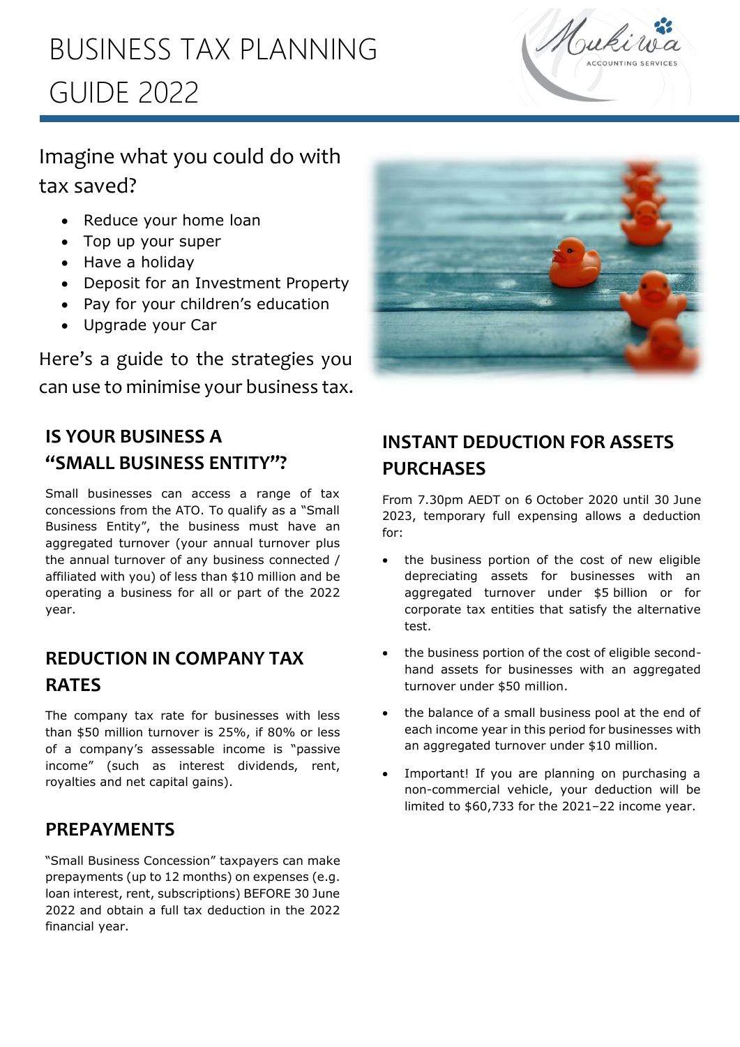# BUSINESS TAX PLANNING GUIDE 2022

Imagine what you could do with tax saved?

- Reduce your home loan
- Top up your super
- Have a holiday
- Deposit for an Investment Property
- Pay for your children's education
- Upgrade your Car

Here's a guide to the strategies you can use to minimise your business tax.

## IS YOUR BUSINESS A "SMALL BUSINESS ENTITY"?

Small businesses can access a range of tax concessions from the ATO. To qualify as a "Small Business Entity", the business must have an aggregated turnover (your annual turnover plus the annual turnover of any business connected / affiliated with you) of less than $10 million and be operating a business for all or part of the 2022 year.

## REDUCTION IN COMPANY TAX RATES

The company tax rate for businesses with less than $50 million turnover is 25%, if 80% or less of a company's assessable income is "passive income" (such as interest dividends, rent, royalties and net capital gains).

## PREPAYMENTS

"Small Business Concession" taxpayers can make prepayments (up to 12 months) on expenses (e.g. loan interest, rent, subscriptions) BEFORE 30 June 2022 and obtain a full tax deduction in the 2022 financial year.

## INSTANT DEDUCTION FOR ASSETS PURCHASES

From 7.30pm AEDT on 6 October 2020 until 30 June 2023, temporary full expensing allows a deduction for:

- the business portion of the cost of new eligible depreciating assets for businesses with an aggregated turnover under $5 billion or for corporate tax entities that satisfy the alternative test.
- the business portion of the cost of eligible second-hand assets for businesses with an aggregated turnover under $50 million.
- the balance of a small business pool at the end of each income year in this period for businesses with an aggregated turnover under $10 million.
- Important! If you are planning on purchasing a non-commercial vehicle, your deduction will be limited to $60,733 for the 2021–22 income year.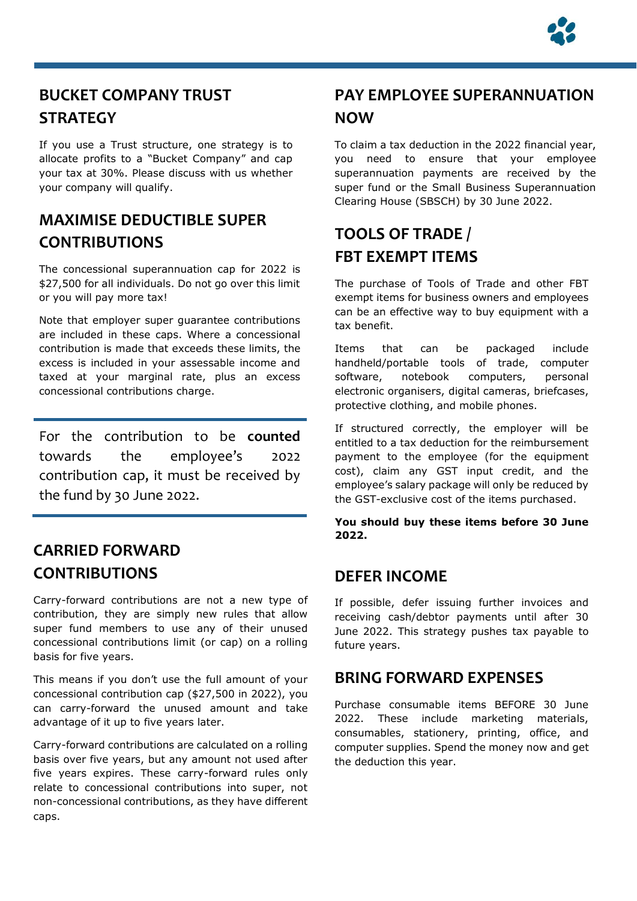## BUCKET COMPANY TRUST STRATEGY

If you use a Trust structure, one strategy is to allocate profits to a "Bucket Company" and cap your tax at 30%. Please discuss with us whether your company will qualify.

## MAXIMISE DEDUCTIBLE SUPER CONTRIBUTIONS

The concessional superannuation cap for 2022 is $27,500 for all individuals. Do not go over this limit or you will pay more tax!

Note that employer super guarantee contributions are included in these caps. Where a concessional contribution is made that exceeds these limits, the excess is included in your assessable income and taxed at your marginal rate, plus an excess concessional contributions charge.

For the contribution to be **counted** towards the employee's 2022 contribution cap, it must be received by the fund by 30 June 2022.

## CARRIED FORWARD CONTRIBUTIONS

Carry-forward contributions are not a new type of contribution, they are simply new rules that allow super fund members to use any of their unused concessional contributions limit (or cap) on a rolling basis for five years.

This means if you don't use the full amount of your concessional contribution cap ($27,500 in 2022), you can carry-forward the unused amount and take advantage of it up to five years later.

Carry-forward contributions are calculated on a rolling basis over five years, but any amount not used after five years expires. These carry-forward rules only relate to concessional contributions into super, not non-concessional contributions, as they have different caps.

## PAY EMPLOYEE SUPERANNUATION NOW

To claim a tax deduction in the 2022 financial year, you need to ensure that your employee superannuation payments are received by the super fund or the Small Business Superannuation Clearing House (SBSCH) by 30 June 2022.

## TOOLS OF TRADE / FBT EXEMPT ITEMS

The purchase of Tools of Trade and other FBT exempt items for business owners and employees can be an effective way to buy equipment with a tax benefit.

Items that can be packaged include handheld/portable tools of trade, computer software, notebook computers, personal electronic organisers, digital cameras, briefcases, protective clothing, and mobile phones.

If structured correctly, the employer will be entitled to a tax deduction for the reimbursement payment to the employee (for the equipment cost), claim any GST input credit, and the employee's salary package will only be reduced by the GST-exclusive cost of the items purchased.

**You should buy these items before 30 June 2022.**

## DEFER INCOME

If possible, defer issuing further invoices and receiving cash/debtor payments until after 30 June 2022. This strategy pushes tax payable to future years.

## BRING FORWARD EXPENSES

Purchase consumable items BEFORE 30 June 2022. These include marketing materials, consumables, stationery, printing, office, and computer supplies. Spend the money now and get the deduction this year.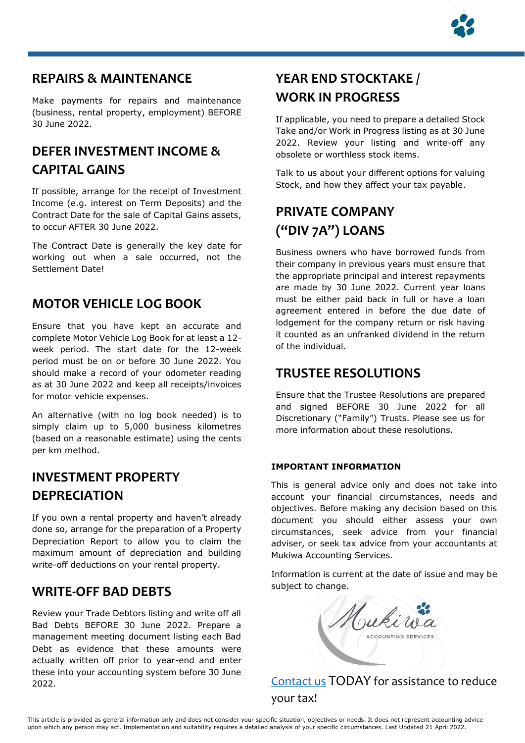## REPAIRS & MAINTENANCE

Make payments for repairs and maintenance (business, rental property, employment) BEFORE 30 June 2022.

## DEFER INVESTMENT INCOME & CAPITAL GAINS

If possible, arrange for the receipt of Investment Income (e.g. interest on Term Deposits) and the Contract Date for the sale of Capital Gains assets, to occur AFTER 30 June 2022.

The Contract Date is generally the key date for working out when a sale occurred, not the Settlement Date!

## MOTOR VEHICLE LOG BOOK

Ensure that you have kept an accurate and complete Motor Vehicle Log Book for at least a 12-week period. The start date for the 12-week period must be on or before 30 June 2022. You should make a record of your odometer reading as at 30 June 2022 and keep all receipts/invoices for motor vehicle expenses.

An alternative (with no log book needed) is to simply claim up to 5,000 business kilometres (based on a reasonable estimate) using the cents per km method.

## INVESTMENT PROPERTY DEPRECIATION

If you own a rental property and haven't already done so, arrange for the preparation of a Property Depreciation Report to allow you to claim the maximum amount of depreciation and building write-off deductions on your rental property.

## WRITE-OFF BAD DEBTS

Review your Trade Debtors listing and write off all Bad Debts BEFORE 30 June 2022. Prepare a management meeting document listing each Bad Debt as evidence that these amounts were actually written off prior to year-end and enter these into your accounting system before 30 June 2022.

## YEAR END STOCKTAKE / WORK IN PROGRESS

If applicable, you need to prepare a detailed Stock Take and/or Work in Progress listing as at 30 June 2022. Review your listing and write-off any obsolete or worthless stock items.

Talk to us about your different options for valuing Stock, and how they affect your tax payable.

## PRIVATE COMPANY ("DIV 7A") LOANS

Business owners who have borrowed funds from their company in previous years must ensure that the appropriate principal and interest repayments are made by 30 June 2022. Current year loans must be either paid back in full or have a loan agreement entered in before the due date of lodgement for the company return or risk having it counted as an unfranked dividend in the return of the individual.

## TRUSTEE RESOLUTIONS

Ensure that the Trustee Resolutions are prepared and signed BEFORE 30 June 2022 for all Discretionary ("Family") Trusts. Please see us for more information about these resolutions.

**IMPORTANT INFORMATION**

This is general advice only and does not take into account your financial circumstances, needs and objectives. Before making any decision based on this document you should either assess your own circumstances, seek advice from your financial adviser, or seek tax advice from your accountants at Mukiwa Accounting Services.

Information is current at the date of issue and may be subject to change.

Mukiwa ACCOUNTING SERVICES

Contact us TODAY for assistance to reduce your tax!

This article is provided as general information only and does not consider your specific situation, objectives or needs. It does not represent accounting advice upon which any person may act. Implementation and suitability requires a detailed analysis of your specific circumstances. Last Updated 21 April 2022.